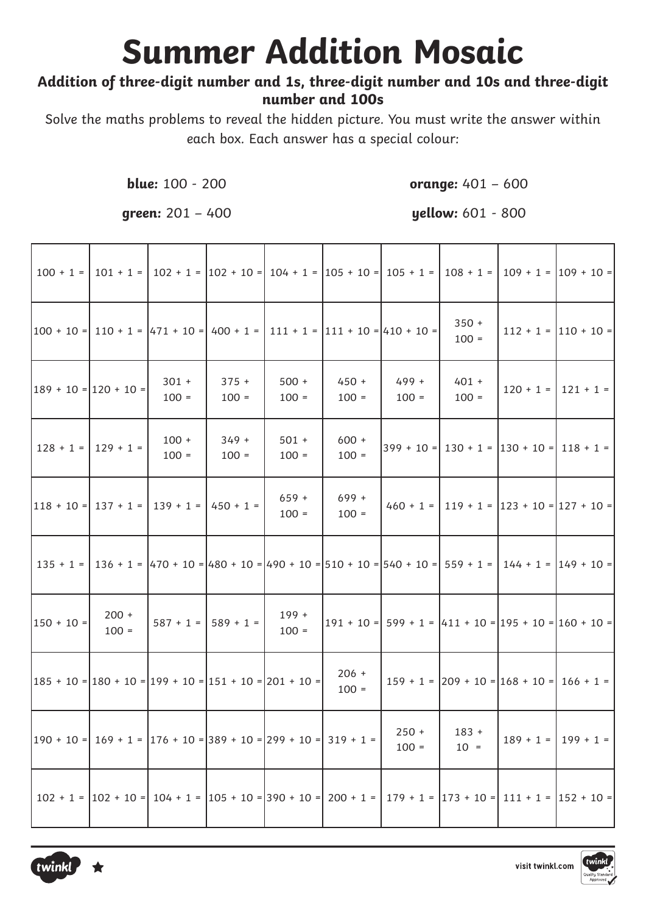# Summer Addition Mosaic

**Addition of three-digit number and 1s, three-digit number and 10s and three-digit number and 100s**

Solve the maths problems to reveal the hidden picture. You must write the answer within each box. Each answer has a special colour:

***blue:*** 100 - 200

***green:*** 201 – 400

***orange:*** 401 – 600

***yellow:*** 601 - 800

| | | | | | | | | | |
|---|---|---|---|---|---|---|---|---|---|
| 100 + 1 = | 101 + 1 = | 102 + 1 = | 102 + 10 = | 104 + 1 = | 105 + 10 = | 105 + 1 = | 108 + 1 = | 109 + 1 = | 109 + 10 = |
| 100 + 10 = | 110 + 1 = | 471 + 10 = | 400 + 1 = | 111 + 1 = | 111 + 10 = | 410 + 10 = | 350 + 100 = | 112 + 1 = | 110 + 10 = |
| 189 + 10 = | 120 + 10 = | 301 + 100 = | 375 + 100 = | 500 + 100 = | 450 + 100 = | 499 + 100 = | 401 + 100 = | 120 + 1 = | 121 + 1 = |
| 128 + 1 = | 129 + 1 = | 100 + 100 = | 349 + 100 = | 501 + 100 = | 600 + 100 = | 399 + 10 = | 130 + 1 = | 130 + 10 = | 118 + 1 = |
| 118 + 10 = | 137 + 1 = | 139 + 1 = | 450 + 1 = | 659 + 100 = | 699 + 100 = | 460 + 1 = | 119 + 1 = | 123 + 10 = | 127 + 10 = |
| 135 + 1 = | 136 + 1 = | 470 + 10 = | 480 + 10 = | 490 + 10 = | 510 + 10 = | 540 + 10 = | 559 + 1 = | 144 + 1 = | 149 + 10 = |
| 150 + 10 = | 200 + 100 = | 587 + 1 = | 589 + 1 = | 199 + 100 = | 191 + 10 = | 599 + 1 = | 411 + 10 = | 195 + 10 = | 160 + 10 = |
| 185 + 10 = | 180 + 10 = | 199 + 10 = | 151 + 10 = | 201 + 10 = | 206 + 100 = | 159 + 1 = | 209 + 10 = | 168 + 10 = | 166 + 1 = |
| 190 + 10 = | 169 + 1 = | 176 + 10 = | 389 + 10 = | 299 + 10 = | 319 + 1 = | 250 + 100 = | 183 + 10 = | 189 + 1 = | 199 + 1 = |
| 102 + 1 = | 102 + 10 = | 104 + 1 = | 105 + 10 = | 390 + 10 = | 200 + 1 = | 179 + 1 = | 173 + 10 = | 111 + 1 = | 152 + 10 = |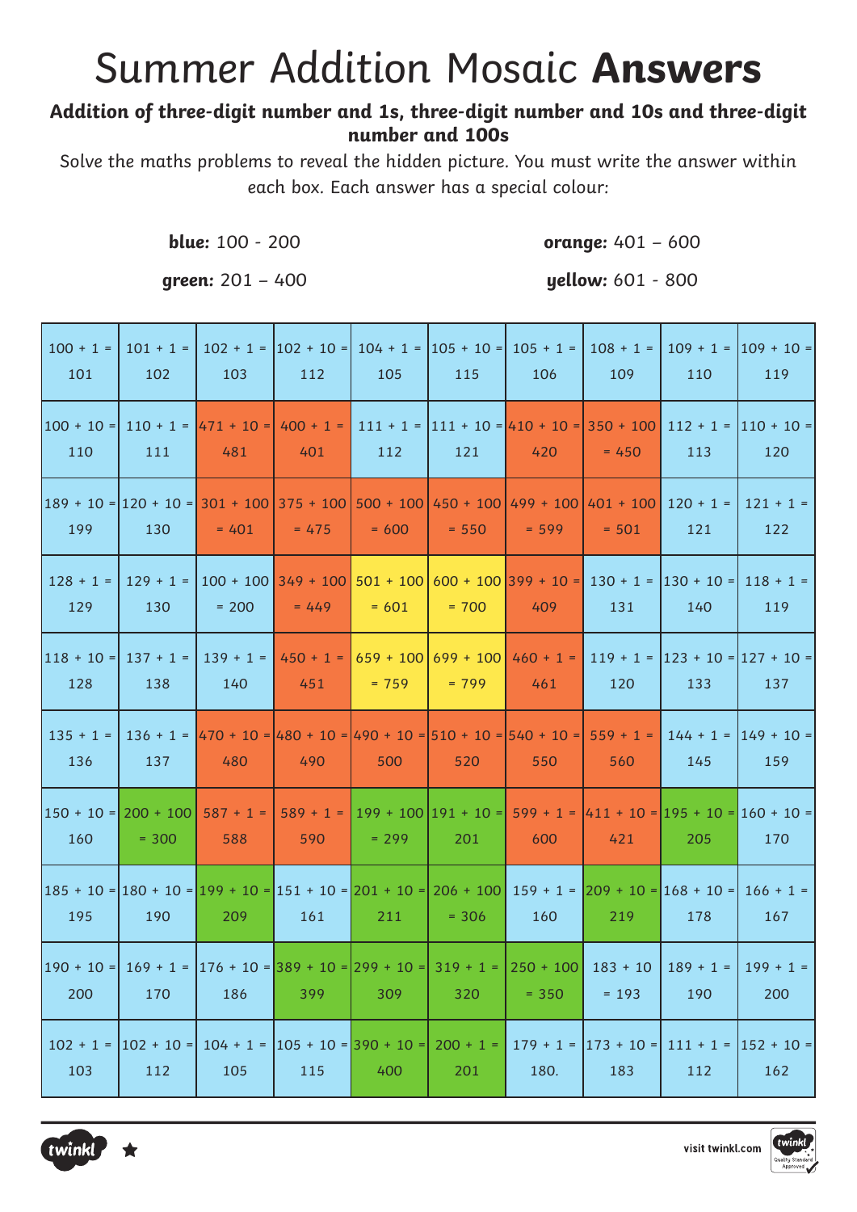# Summer Addition Mosaic **Answers**

**Addition of three-digit number and 1s, three-digit number and 10s and three-digit number and 100s**

Solve the maths problems to reveal the hidden picture. You must write the answer within each box. Each answer has a special colour:

***blue:*** 100 - 200

***green:*** 201 – 400

***orange:*** 401 – 600

***yellow:*** 601 - 800

| | | | | | | | | | |
|---|---|---|---|---|---|---|---|---|---|
| 100 + 1 = 101 | 101 + 1 = 102 | 102 + 1 = 103 | 102 + 10 = 112 | 104 + 1 = 105 | 105 + 10 = 115 | 105 + 1 = 106 | 108 + 1 = 109 | 109 + 1 = 110 | 109 + 10 = 119 |
| 100 + 10 = 110 | 110 + 1 = 111 | 471 + 10 = 481 | 400 + 1 = 401 | 111 + 1 = 112 | 111 + 10 = 121 | 410 + 10 = 420 | 350 + 100 = 450 | 112 + 1 = 113 | 110 + 10 = 120 |
| 189 + 10 = 199 | 120 + 10 = 130 | 301 + 100 = 401 | 375 + 100 = 475 | 500 + 100 = 600 | 450 + 100 = 550 | 499 + 100 = 599 | 401 + 100 = 501 | 120 + 1 = 121 | 121 + 1 = 122 |
| 128 + 1 = 129 | 129 + 1 = 130 | 100 + 100 = 200 | 349 + 100 = 449 | 501 + 100 = 601 | 600 + 100 = 700 | 399 + 10 = 409 | 130 + 1 = 131 | 130 + 10 = 140 | 118 + 1 = 119 |
| 118 + 10 = 128 | 137 + 1 = 138 | 139 + 1 = 140 | 450 + 1 = 451 | 659 + 100 = 759 | 699 + 100 = 799 | 460 + 1 = 461 | 119 + 1 = 120 | 123 + 10 = 133 | 127 + 10 = 137 |
| 135 + 1 = 136 | 136 + 1 = 137 | 470 + 10 = 480 | 480 + 10 = 490 | 490 + 10 = 500 | 510 + 10 = 520 | 540 + 10 = 550 | 559 + 1 = 560 | 144 + 1 = 145 | 149 + 10 = 159 |
| 150 + 10 = 160 | 200 + 100 = 300 | 587 + 1 = 588 | 589 + 1 = 590 | 199 + 100 = 299 | 191 + 10 = 201 | 599 + 1 = 600 | 411 + 10 = 421 | 195 + 10 = 205 | 160 + 10 = 170 |
| 185 + 10 = 195 | 180 + 10 = 190 | 199 + 10 = 209 | 151 + 10 = 161 | 201 + 10 = 211 | 206 + 100 = 306 | 159 + 1 = 160 | 209 + 10 = 219 | 168 + 10 = 178 | 166 + 1 = 167 |
| 190 + 10 = 200 | 169 + 1 = 170 | 176 + 10 = 186 | 389 + 10 = 399 | 299 + 10 = 309 | 319 + 1 = 320 | 250 + 100 = 350 | 183 + 10 = 193 | 189 + 1 = 190 | 199 + 1 = 200 |
| 102 + 1 = 103 | 102 + 10 = 112 | 104 + 1 = 105 | 105 + 10 = 115 | 390 + 10 = 400 | 200 + 1 = 201 | 179 + 1 = 180. | 173 + 10 = 183 | 111 + 1 = 112 | 152 + 10 = 162 |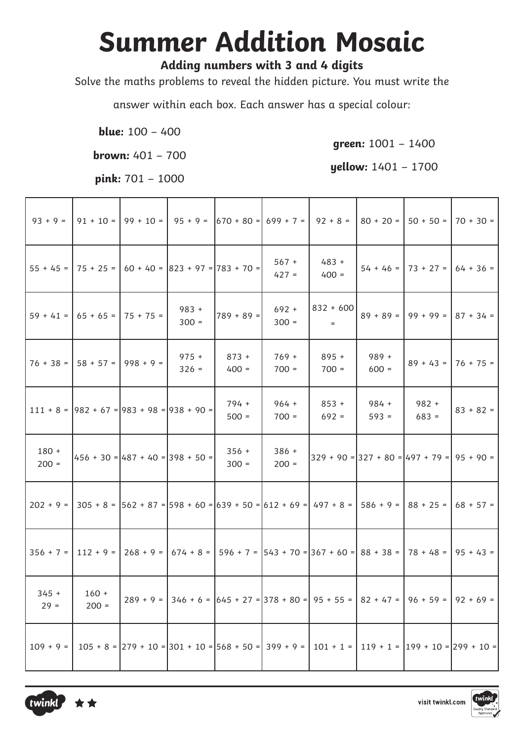# Summer Addition Mosaic

**Adding numbers with 3 and 4 digits**

Solve the maths problems to reveal the hidden picture. You must write the answer within each box. Each answer has a special colour:

**blue:** 100 – 400

**brown:** 401 – 700

**pink:** 701 – 1000

**green:** 1001 – 1400

**yellow:** 1401 – 1700

| | | | | | | | | | |
|---|---|---|---|---|---|---|---|---|---|
| 93 + 9 = | 91 + 10 = | 99 + 10 = | 95 + 9 = | 670 + 80 = | 699 + 7 = | 92 + 8 = | 80 + 20 = | 50 + 50 = | 70 + 30 = |
| 55 + 45 = | 75 + 25 = | 60 + 40 = | 823 + 97 = | 783 + 70 = | 567 + 427 = | 483 + 400 = | 54 + 46 = | 73 + 27 = | 64 + 36 = |
| 59 + 41 = | 65 + 65 = | 75 + 75 = | 983 + 300 = | 789 + 89 = | 692 + 300 = | 832 + 600 = | 89 + 89 = | 99 + 99 = | 87 + 34 = |
| 76 + 38 = | 58 + 57 = | 998 + 9 = | 975 + 326 = | 873 + 400 = | 769 + 700 = | 895 + 700 = | 989 + 600 = | 89 + 43 = | 76 + 75 = |
| 111 + 8 = | 982 + 67 = | 983 + 98 = | 938 + 90 = | 794 + 500 = | 964 + 700 = | 853 + 692 = | 984 + 593 = | 982 + 683 = | 83 + 82 = |
| 180 + 200 = | 456 + 30 = | 487 + 40 = | 398 + 50 = | 356 + 300 = | 386 + 200 = | 329 + 90 = | 327 + 80 = | 497 + 79 = | 95 + 90 = |
| 202 + 9 = | 305 + 8 = | 562 + 87 = | 598 + 60 = | 639 + 50 = | 612 + 69 = | 497 + 8 = | 586 + 9 = | 88 + 25 = | 68 + 57 = |
| 356 + 7 = | 112 + 9 = | 268 + 9 = | 674 + 8 = | 596 + 7 = | 543 + 70 = | 367 + 60 = | 88 + 38 = | 78 + 48 = | 95 + 43 = |
| 345 + 29 = | 160 + 200 = | 289 + 9 = | 346 + 6 = | 645 + 27 = | 378 + 80 = | 95 + 55 = | 82 + 47 = | 96 + 59 = | 92 + 69 = |
| 109 + 9 = | 105 + 8 = | 279 + 10 = | 301 + 10 = | 568 + 50 = | 399 + 9 = | 101 + 1 = | 119 + 1 = | 199 + 10 = | 299 + 10 = |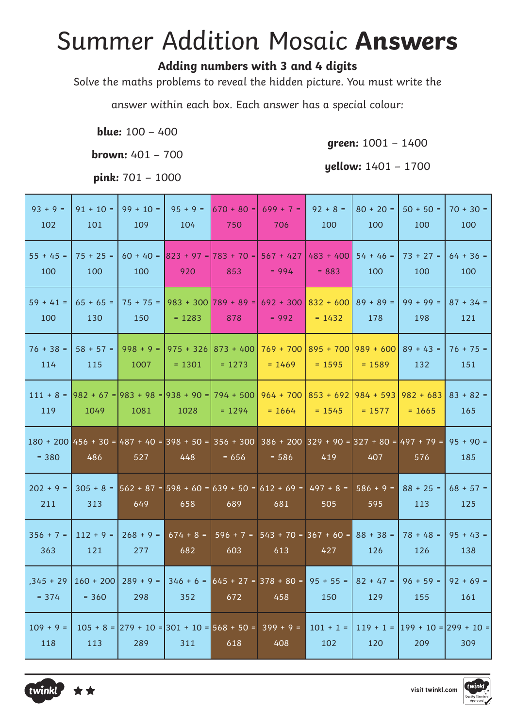# Summer Addition Mosaic **Answers**

**Adding numbers with 3 and 4 digits**

Solve the maths problems to reveal the hidden picture. You must write the answer within each box. Each answer has a special colour:

**blue:** 100 – 400

**brown:** 401 – 700

**pink:** 701 – 1000

**green:** 1001 – 1400

**yellow:** 1401 – 1700

| | | | | | | | | | |
|---|---|---|---|---|---|---|---|---|---|
| 93 + 9 = 102 | 91 + 10 = 101 | 99 + 10 = 109 | 95 + 9 = 104 | 670 + 80 = 750 | 699 + 7 = 706 | 92 + 8 = 100 | 80 + 20 = 100 | 50 + 50 = 100 | 70 + 30 = 100 |
| 55 + 45 = 100 | 75 + 25 = 100 | 60 + 40 = 100 | 823 + 97 = 920 | 783 + 70 = 853 | 567 + 427 = 994 | 483 + 400 = 883 | 54 + 46 = 100 | 73 + 27 = 100 | 64 + 36 = 100 |
| 59 + 41 = 100 | 65 + 65 = 130 | 75 + 75 = 150 | 983 + 300 = 1283 | 789 + 89 = 878 | 692 + 300 = 992 | 832 + 600 = 1432 | 89 + 89 = 178 | 99 + 99 = 198 | 87 + 34 = 121 |
| 76 + 38 = 114 | 58 + 57 = 115 | 998 + 9 = 1007 | 975 + 326 = 1301 | 873 + 400 = 1273 | 769 + 700 = 1469 | 895 + 700 = 1595 | 989 + 600 = 1589 | 89 + 43 = 132 | 76 + 75 = 151 |
| 111 + 8 = 119 | 982 + 67 = 1049 | 983 + 98 = 1081 | 938 + 90 = 1028 | 794 + 500 = 1294 | 964 + 700 = 1664 | 853 + 692 = 1545 | 984 + 593 = 1577 | 982 + 683 = 1665 | 83 + 82 = 165 |
| 180 + 200 = 380 | 456 + 30 = 486 | 487 + 40 = 527 | 398 + 50 = 448 | 356 + 300 = 656 | 386 + 200 = 586 | 329 + 90 = 419 | 327 + 80 = 407 | 497 + 79 = 576 | 95 + 90 = 185 |
| 202 + 9 = 211 | 305 + 8 = 313 | 562 + 87 = 649 | 598 + 60 = 658 | 639 + 50 = 689 | 612 + 69 = 681 | 497 + 8 = 505 | 586 + 9 = 595 | 88 + 25 = 113 | 68 + 57 = 125 |
| 356 + 7 = 363 | 112 + 9 = 121 | 268 + 9 = 277 | 674 + 8 = 682 | 596 + 7 = 603 | 543 + 70 = 613 | 367 + 60 = 427 | 88 + 38 = 126 | 78 + 48 = 126 | 95 + 43 = 138 |
| ,345 + 29 = 374 | 160 + 200 = 360 | 289 + 9 = 298 | 346 + 6 = 352 | 645 + 27 = 672 | 378 + 80 = 458 | 95 + 55 = 150 | 82 + 47 = 129 | 96 + 59 = 155 | 92 + 69 = 161 |
| 109 + 9 = 118 | 105 + 8 = 113 | 279 + 10 = 289 | 301 + 10 = 311 | 568 + 50 = 618 | 399 + 9 = 408 | 101 + 1 = 102 | 119 + 1 = 120 | 199 + 10 = 209 | 299 + 10 = 309 |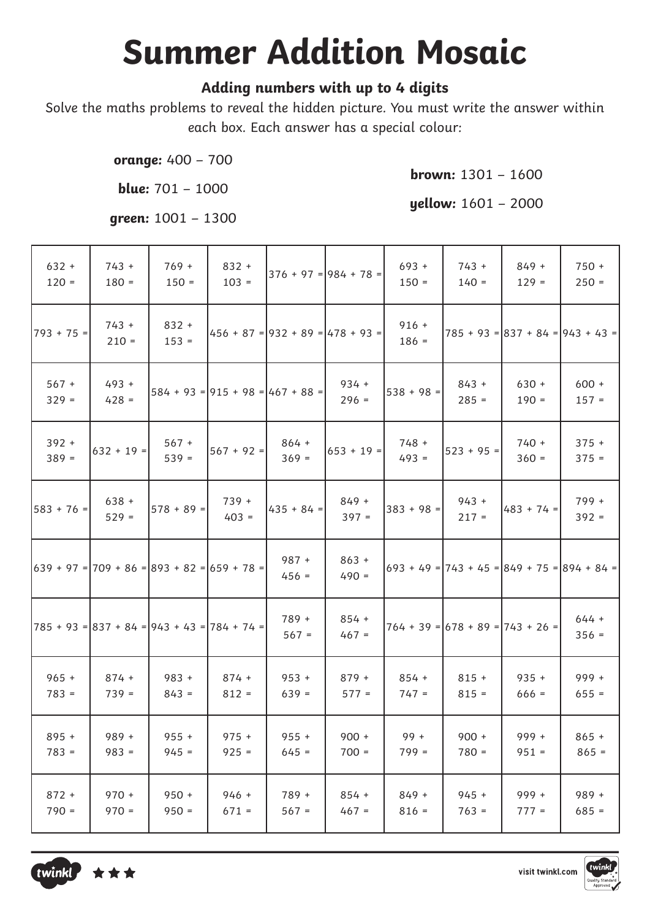# Summer Addition Mosaic

**Adding numbers with up to 4 digits**

Solve the maths problems to reveal the hidden picture. You must write the answer within each box. Each answer has a special colour:

**orange:** 400 – 700

**blue:** 701 – 1000

**green:** 1001 – 1300

**brown:** 1301 – 1600

**yellow:** 1601 – 2000

| | | | | | | | | | |
|---|---|---|---|---|---|---|---|---|---|
| 632 + 120 = | 743 + 180 = | 769 + 150 = | 832 + 103 = | 376 + 97 = | 984 + 78 = | 693 + 150 = | 743 + 140 = | 849 + 129 = | 750 + 250 = |
| 793 + 75 = | 743 + 210 = | 832 + 153 = | 456 + 87 = | 932 + 89 = | 478 + 93 = | 916 + 186 = | 785 + 93 = | 837 + 84 = | 943 + 43 = |
| 567 + 329 = | 493 + 428 = | 584 + 93 = | 915 + 98 = | 467 + 88 = | 934 + 296 = | 538 + 98 = | 843 + 285 = | 630 + 190 = | 600 + 157 = |
| 392 + 389 = | 632 + 19 = | 567 + 539 = | 567 + 92 = | 864 + 369 = | 653 + 19 = | 748 + 493 = | 523 + 95 = | 740 + 360 = | 375 + 375 = |
| 583 + 76 = | 638 + 529 = | 578 + 89 = | 739 + 403 = | 435 + 84 = | 849 + 397 = | 383 + 98 = | 943 + 217 = | 483 + 74 = | 799 + 392 = |
| 639 + 97 = | 709 + 86 = | 893 + 82 = | 659 + 78 = | 987 + 456 = | 863 + 490 = | 693 + 49 = | 743 + 45 = | 849 + 75 = | 894 + 84 = |
| 785 + 93 = | 837 + 84 = | 943 + 43 = | 784 + 74 = | 789 + 567 = | 854 + 467 = | 764 + 39 = | 678 + 89 = | 743 + 26 = | 644 + 356 = |
| 965 + 783 = | 874 + 739 = | 983 + 843 = | 874 + 812 = | 953 + 639 = | 879 + 577 = | 854 + 747 = | 815 + 815 = | 935 + 666 = | 999 + 655 = |
| 895 + 783 = | 989 + 983 = | 955 + 945 = | 975 + 925 = | 955 + 645 = | 900 + 700 = | 99 + 799 = | 900 + 780 = | 999 + 951 = | 865 + 865 = |
| 872 + 790 = | 970 + 970 = | 950 + 950 = | 946 + 671 = | 789 + 567 = | 854 + 467 = | 849 + 816 = | 945 + 763 = | 999 + 777 = | 989 + 685 = |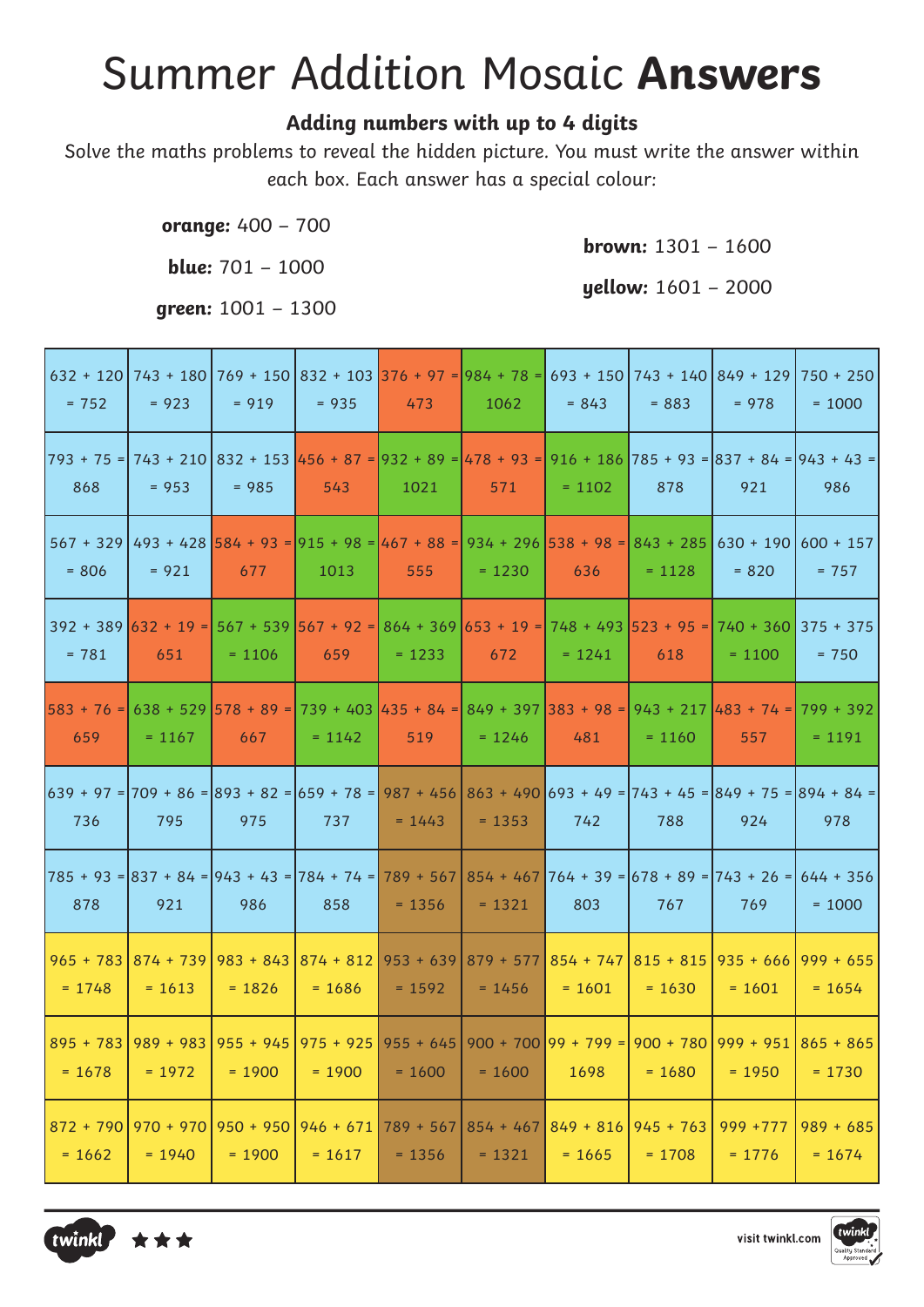# Summer Addition Mosaic **Answers**

**Adding numbers with up to 4 digits**

Solve the maths problems to reveal the hidden picture. You must write the answer within each box. Each answer has a special colour:

**orange:** 400 – 700

**blue:** 701 – 1000

**green:** 1001 – 1300

**brown:** 1301 – 1600

**yellow:** 1601 – 2000

| | | | | | | | | | |
|---|---|---|---|---|---|---|---|---|---|
| 632 + 120 = 752 | 743 + 180 = 923 | 769 + 150 = 919 | 832 + 103 = 935 | 376 + 97 = 473 | 984 + 78 = 1062 | 693 + 150 = 843 | 743 + 140 = 883 | 849 + 129 = 978 | 750 + 250 = 1000 |
| 793 + 75 = 868 | 743 + 210 = 953 | 832 + 153 = 985 | 456 + 87 = 543 | 932 + 89 = 1021 | 478 + 93 = 571 | 916 + 186 = 1102 | 785 + 93 = 878 | 837 + 84 = 921 | 943 + 43 = 986 |
| 567 + 329 = 806 | 493 + 428 = 921 | 584 + 93 = 677 | 915 + 98 = 1013 | 467 + 88 = 555 | 934 + 296 = 1230 | 538 + 98 = 636 | 843 + 285 = 1128 | 630 + 190 = 820 | 600 + 157 = 757 |
| 392 + 389 = 781 | 632 + 19 = 651 | 567 + 539 = 1106 | 567 + 92 = 659 | 864 + 369 = 1233 | 653 + 19 = 672 | 748 + 493 = 1241 | 523 + 95 = 618 | 740 + 360 = 1100 | 375 + 375 = 750 |
| 583 + 76 = 659 | 638 + 529 = 1167 | 578 + 89 = 667 | 739 + 403 = 1142 | 435 + 84 = 519 | 849 + 397 = 1246 | 383 + 98 = 481 | 943 + 217 = 1160 | 483 + 74 = 557 | 799 + 392 = 1191 |
| 639 + 97 = 736 | 709 + 86 = 795 | 893 + 82 = 975 | 659 + 78 = 737 | 987 + 456 = 1443 | 863 + 490 = 1353 | 693 + 49 = 742 | 743 + 45 = 788 | 849 + 75 = 924 | 894 + 84 = 978 |
| 785 + 93 = 878 | 837 + 84 = 921 | 943 + 43 = 986 | 784 + 74 = 858 | 789 + 567 = 1356 | 854 + 467 = 1321 | 764 + 39 = 803 | 678 + 89 = 767 | 743 + 26 = 769 | 644 + 356 = 1000 |
| 965 + 783 = 1748 | 874 + 739 = 1613 | 983 + 843 = 1826 | 874 + 812 = 1686 | 953 + 639 = 1592 | 879 + 577 = 1456 | 854 + 747 = 1601 | 815 + 815 = 1630 | 935 + 666 = 1601 | 999 + 655 = 1654 |
| 895 + 783 = 1678 | 989 + 983 = 1972 | 955 + 945 = 1900 | 975 + 925 = 1900 | 955 + 645 = 1600 | 900 + 700 = 1600 | 99 + 799 = 1698 | 900 + 780 = 1680 | 999 + 951 = 1950 | 865 + 865 = 1730 |
| 872 + 790 = 1662 | 970 + 970 = 1940 | 950 + 950 = 1900 | 946 + 671 = 1617 | 789 + 567 = 1356 | 854 + 467 = 1321 | 849 + 816 = 1665 | 945 + 763 = 1708 | 999 +777 = 1776 | 989 + 685 = 1674 |